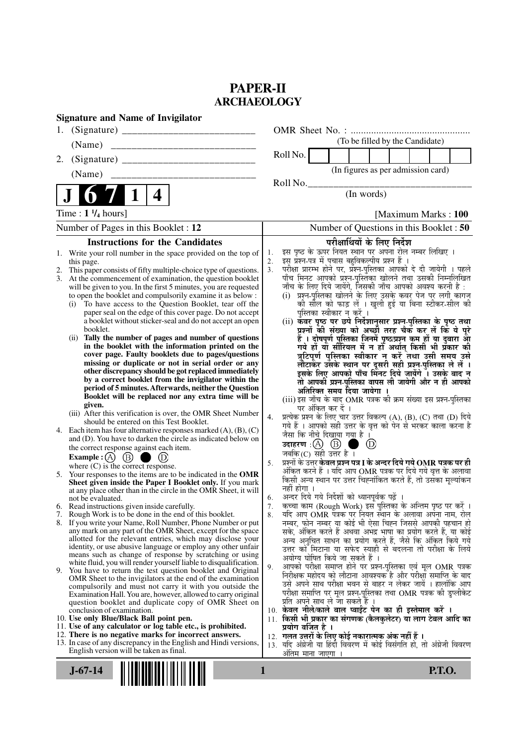# PAPER-II
## ARCHAEOLOGY

**Signature and Name of Invigilator**

1. (Signature) __________________________

   (Name) __________________________

2. (Signature) __________________________

   (Name) __________________________

**J 6 7 1 4**

OMR Sheet No. : ...............................................

(To be filled by the Candidate)

Roll No. [ | | | | | | | | ]

(In figures as per admission card)

Roll No.________________________________

(In words)

Time : **1 ¼ hours**] [**Maximum Marks : 100**

Number of Pages in this Booklet : 12

Number of Questions in this Booklet : 50

### Instructions for the Candidates

1. Write your roll number in the space provided on the top of this page.
2. This paper consists of fifty multiple-choice type of questions.
3. At the commencement of examination, the question booklet will be given to you. In the first 5 minutes, you are requested to open the booklet and compulsorily examine it as below :
   (i) To have access to the Question Booklet, tear off the paper seal on the edge of this cover page. Do not accept a booklet without sticker-seal and do not accept an open booklet.
   (ii) **Tally the number of pages and number of questions in the booklet with the information printed on the cover page. Faulty booklets due to pages/questions missing or duplicate or not in serial order or any other discrepancy should be got replaced immediately by a correct booklet from the invigilator within the period of 5 minutes. Afterwards, neither the Question Booklet will be replaced nor any extra time will be given.**
   (iii) After this verification is over, the OMR Sheet Number should be entered on this Test Booklet.
4. Each item has four alternative responses marked (A), (B), (C) and (D). You have to darken the circle as indicated below on the correct response against each item.
   **Example :** (A) (B) ● (D)
   where (C) is the correct response.
5. Your responses to the items are to be indicated in the **OMR Sheet given inside the Paper I Booklet only.** If you mark at any place other than in the circle in the OMR Sheet, it will not be evaluated.
6. Read instructions given inside carefully.
7. Rough Work is to be done in the end of this booklet.
8. If you write your Name, Roll Number, Phone Number or put any mark on any part of the OMR Sheet, except for the space allotted for the relevant entries, which may disclose your identity, or use abusive language or employ any other unfair means such as change of response by scratching or using white fluid, you will render yourself liable to disqualification.
9. You have to return the test question booklet and Original OMR Sheet to the invigilators at the end of the examination compulsorily and must not carry it with you outside the Examination Hall. You are, however, allowed to carry original question booklet and duplicate copy of OMR Sheet on conclusion of examination.
10. **Use only Blue/Black Ball point pen.**
11. **Use of any calculator or log table etc., is prohibited.**
12. **There is no negative marks for incorrect answers.**
13. In case of any discrepancy in the English and Hindi versions, English version will be taken as final.

### परीक्षार्थियों के लिए निर्देश

1. इस पृष्ठ के ऊपर नियत स्थान पर अपना रोल नम्बर लिखिए ।
2. इस प्रश्न-पत्र में पचास बहुविकल्पीय प्रश्न हैं ।
3. परीक्षा प्रारम्भ होने पर, प्रश्न-पुस्तिका आपको दे दी जायेगी । पहले पाँच मिनट आपको प्रश्न-पुस्तिका खोलने तथा उसकी निम्नलिखित जाँच के लिए दिये जायेंगे, जिसकी जाँच आपको अवश्य करनी है :
   (i) प्रश्न-पुस्तिका खोलने के लिए उसके कवर पेज पर लगी कागज की सील को फाड़ लें । खुली हुई या बिना स्टीकर-सील की पुस्तिका स्वीकार न करें ।
   (ii) **कवर पृष्ठ पर छपे निर्देशानुसार प्रश्न-पुस्तिका के पृष्ठ तथा प्रश्नों की संख्या को अच्छी तरह चैक कर लें कि ये पूरे हैं । दोषपूर्ण पुस्तिका जिनमें पृष्ठ/प्रश्न कम हों या दुबारा आ गये हों या सीरियल में न हों अर्थात् किसी भी प्रकार की त्रुटिपूर्ण पुस्तिका स्वीकार न करें तथा उसी समय उसे लौटाकर उसके स्थान पर दूसरी सही प्रश्न-पुस्तिका ले लें । इसके लिए आपको पाँच मिनट दिये जायेंगे । उसके बाद न तो आपकी प्रश्न-पुस्तिका वापस ली जायेगी और न ही आपको अतिरिक्त समय दिया जायेगा ।**
   (iii) इस जाँच के बाद OMR पत्रक की क्रम संख्या इस प्रश्न-पुस्तिका पर अंकित कर दें ।
4. प्रत्येक प्रश्न के लिए चार उत्तर विकल्प (A), (B), (C) तथा (D) दिये गये हैं । आपको सही उत्तर के वृत्त को पेन से भरकर काला करना है जैसा कि नीचे दिखाया गया है ।
   **उदाहरण :** (A) (B) ● (D)
   जबकि (C) सही उत्तर है ।
5. प्रश्नों के उत्तर **केवल प्रश्न पत्र I के अन्दर दिये गये OMR पत्रक पर ही** अंकित करने हैं । यदि आप OMR पत्रक पर दिये गये वृत्त के अलावा किसी अन्य स्थान पर उत्तर चिह्नांकित करते हैं, तो उसका मूल्यांकन नहीं होगा ।
6. अन्दर दिये गये निर्देशों को ध्यानपूर्वक पढ़ें ।
7. कच्चा काम (Rough Work) इस पुस्तिका के अन्तिम पृष्ठ पर करें ।
8. यदि आप OMR पत्रक पर नियत स्थान के अलावा अपना नाम, रोल नम्बर, फोन नम्बर या कोई भी ऐसा चिह्न जिससे आपकी पहचान हो सके, अंकित करते हैं अथवा अभद्र भाषा का प्रयोग करते हैं, या कोई अन्य अनुचित साधन का प्रयोग करते हैं, जैसे कि अंकित किये गये उत्तर को मिटाना या सफेद स्याही से बदलना तो परीक्षा के लिये अयोग्य घोषित किये जा सकते हैं ।
9. आपको परीक्षा समाप्त होने पर प्रश्न-पुस्तिका एवं मूल OMR पत्रक निरीक्षक महोदय को लौटाना आवश्यक है और परीक्षा समाप्ति के बाद उसे अपने साथ परीक्षा भवन से बाहर न लेकर जायें । हालांकि आप परीक्षा समाप्ति पर मूल प्रश्न-पुस्तिका तथा OMR पत्रक की डुप्लीकेट प्रति अपने साथ ले जा सकते हैं ।
10. **केवल नीले/काले बाल प्वाईंट पेन का ही इस्तेमाल करें ।**
11. **किसी भी प्रकार का संगणक (कैलकुलेटर) या लाग टेबल आदि का प्रयोग वर्जित है ।**
12. **गलत उत्तरों के लिए कोई नकारात्मक अंक नहीं हैं ।**
13. यदि अंग्रेजी या हिंदी विवरण में कोई विसंगति हो, तो अंग्रेजी विवरण अंतिम माना जाएगा ।

**J-67-14** **P.T.O.**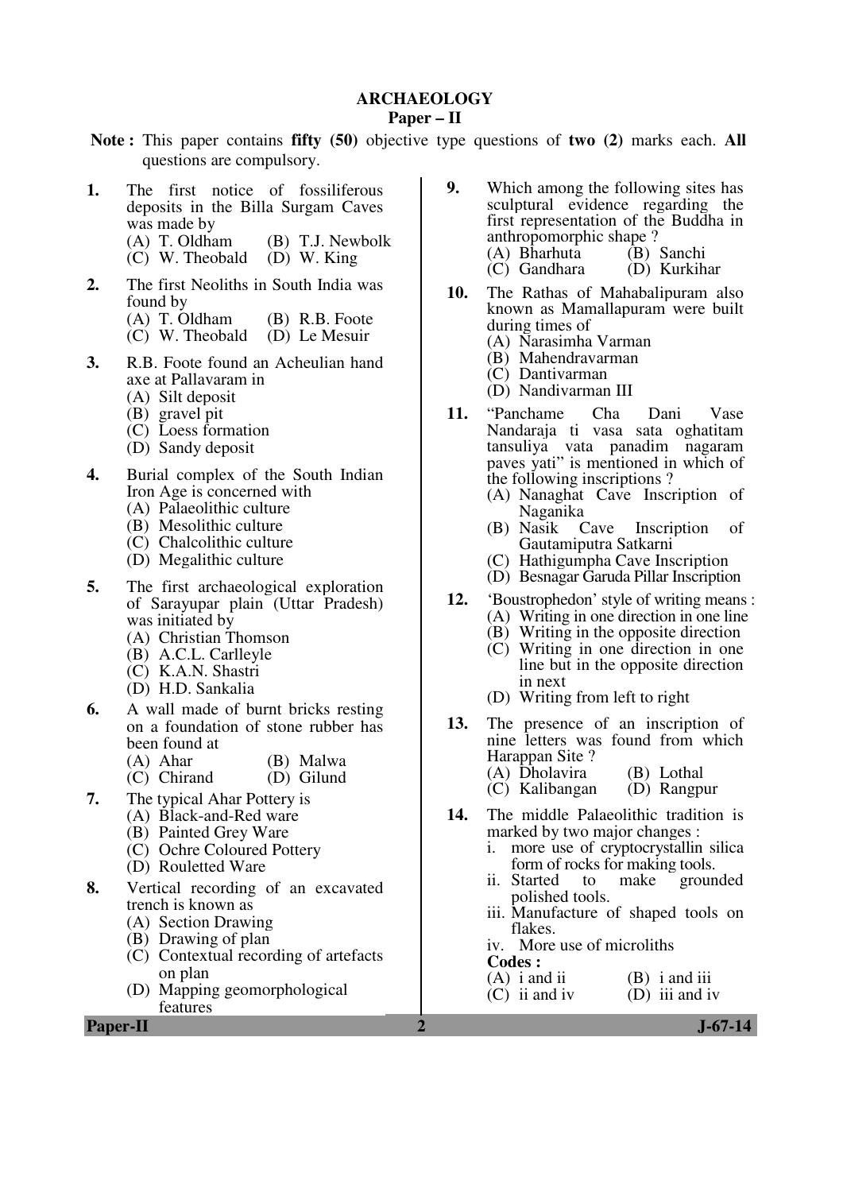# ARCHAEOLOGY

## Paper – II

**Note :** This paper contains **fifty (50)** objective type questions of **two (2)** marks each. **All** questions are compulsory.

**1.** The first notice of fossiliferous deposits in the Billa Surgam Caves was made by
(A) T. Oldham (B) T.J. Newbolk
(C) W. Theobald (D) W. King

**2.** The first Neoliths in South India was found by
(A) T. Oldham (B) R.B. Foote
(C) W. Theobald (D) Le Mesuir

**3.** R.B. Foote found an Acheulian hand axe at Pallavaram in
(A) Silt deposit
(B) gravel pit
(C) Loess formation
(D) Sandy deposit

**4.** Burial complex of the South Indian Iron Age is concerned with
(A) Palaeolithic culture
(B) Mesolithic culture
(C) Chalcolithic culture
(D) Megalithic culture

**5.** The first archaeological exploration of Sarayupar plain (Uttar Pradesh) was initiated by
(A) Christian Thomson
(B) A.C.L. Carlleyle
(C) K.A.N. Shastri
(D) H.D. Sankalia

**6.** A wall made of burnt bricks resting on a foundation of stone rubber has been found at
(A) Ahar (B) Malwa
(C) Chirand (D) Gilund

**7.** The typical Ahar Pottery is
(A) Black-and-Red ware
(B) Painted Grey Ware
(C) Ochre Coloured Pottery
(D) Rouletted Ware

**8.** Vertical recording of an excavated trench is known as
(A) Section Drawing
(B) Drawing of plan
(C) Contextual recording of artefacts on plan
(D) Mapping geomorphological features

**9.** Which among the following sites has sculptural evidence regarding the first representation of the Buddha in anthropomorphic shape ?
(A) Bharhuta (B) Sanchi
(C) Gandhara (D) Kurkihar

**10.** The Rathas of Mahabalipuram also known as Mamallapuram were built during times of
(A) Narasimha Varman
(B) Mahendravarman
(C) Dantivarman
(D) Nandivarman III

**11.** "Panchame Cha Dani Vase Nandaraja ti vasa sata oghatitam tansuliya vata panadim nagaram paves yati" is mentioned in which of the following inscriptions ?
(A) Nanaghat Cave Inscription of Naganika
(B) Nasik Cave Inscription of Gautamiputra Satkarni
(C) Hathigumpha Cave Inscription
(D) Besnagar Garuda Pillar Inscription

**12.** 'Boustrophedon' style of writing means :
(A) Writing in one direction in one line
(B) Writing in the opposite direction
(C) Writing in one direction in one line but in the opposite direction in next
(D) Writing from left to right

**13.** The presence of an inscription of nine letters was found from which Harappan Site ?
(A) Dholavira (B) Lothal
(C) Kalibangan (D) Rangpur

**14.** The middle Palaeolithic tradition is marked by two major changes :
i. more use of cryptocrystallin silica form of rocks for making tools.
ii. Started to make grounded polished tools.
iii. Manufacture of shaped tools on flakes.
iv. More use of microliths

**Codes :**
(A) i and ii (B) i and iii
(C) ii and iv (D) iii and iv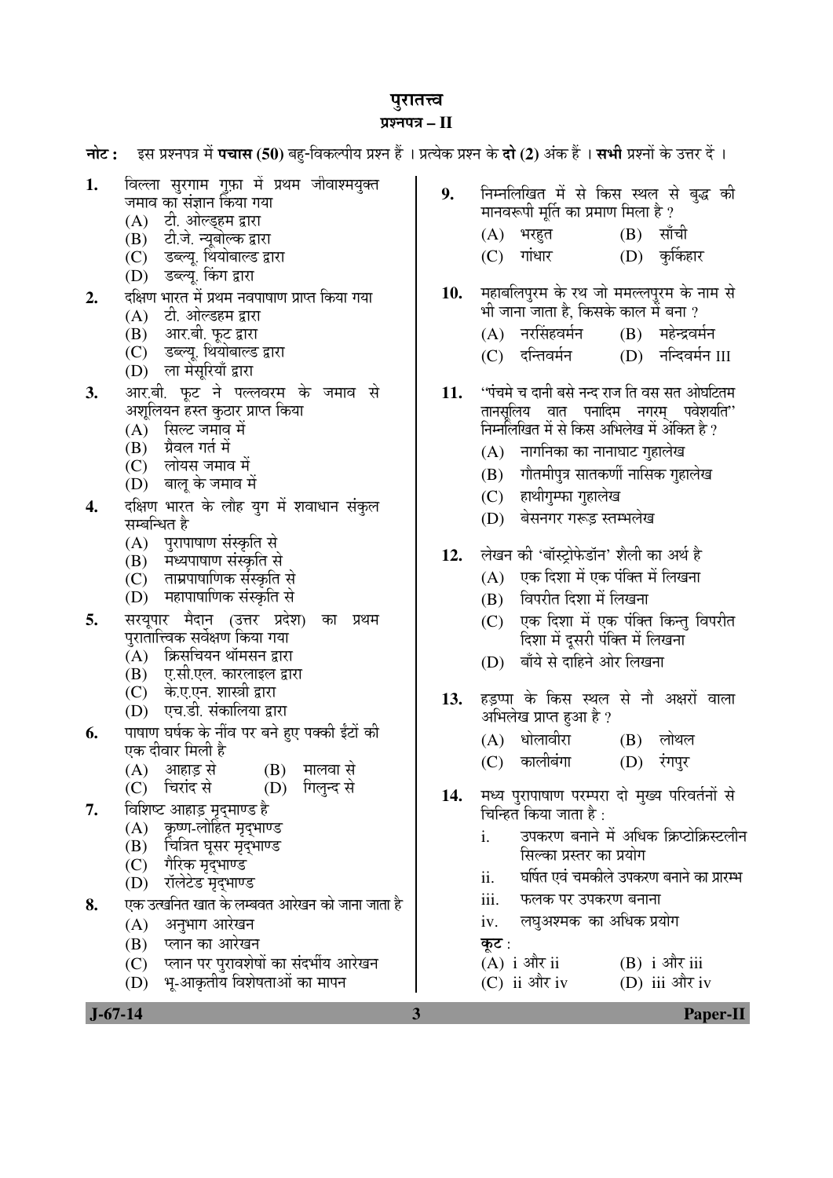# पुरातत्त्व

## प्रश्नपत्र – II

**नोट :** इस प्रश्नपत्र में **पचास (50)** बहु-विकल्पीय प्रश्न हैं । प्रत्येक प्रश्न के **दो (2)** अंक हैं । **सभी** प्रश्नों के उत्तर दें ।

**1.** विल्ला सुरगाम गुफ़ा में प्रथम जीवाश्मयुक्त जमाव का संज्ञान किया गया
- (A) टी. ओल्ड्हम द्वारा
- (B) टी.जे. न्यूबोल्क द्वारा
- (C) डब्ल्यू. थियोबाल्ड द्वारा
- (D) डब्ल्यू. किंग द्वारा

**2.** दक्षिण भारत में प्रथम नवपाषाण प्राप्त किया गया
- (A) टी. ओल्डहम द्वारा
- (B) आर.बी. फूट द्वारा
- (C) डब्ल्यू. थियोबाल्ड द्वारा
- (D) ला मेसूरियाँ द्वारा

**3.** आर.बी. फूट ने पल्लवरम के जमाव से अशूलियन हस्त कुठार प्राप्त किया
- (A) सिल्ट जमाव में
- (B) ग्रैवल गर्त में
- (C) लोयस जमाव में
- (D) बालू के जमाव में

**4.** दक्षिण भारत के लौह युग में शवाधान संकुल सम्बन्धित है
- (A) पुरापाषाण संस्कृति से
- (B) मध्यपाषाण संस्कृति से
- (C) ताम्रपाषाणिक संस्कृति से
- (D) महापाषाणिक संस्कृति से

**5.** सरयूपार मैदान (उत्तर प्रदेश) का प्रथम पुरातात्त्विक सर्वेक्षण किया गया
- (A) क्रिसचियन थॉमसन द्वारा
- (B) ए.सी.एल. कारलाइल द्वारा
- (C) के.ए.एन. शास्त्री द्वारा
- (D) एच.डी. संकालिया द्वारा

**6.** पाषाण घर्षक के नींव पर बने हुए पक्की ईंटों की एक दीवार मिली है
- (A) आहाड़ से
- (B) मालवा से
- (C) चिरांद से
- (D) गिलुन्द से

**7.** विशिष्ट आहाड़ मृद्‌भाण्ड है
- (A) कृष्ण-लोहित मृद्‌भाण्ड
- (B) चित्रित घूसर मृद्‌भाण्ड
- (C) गैरिक मृद्‌भाण्ड
- (D) रॉलेटेड मृद्‌भाण्ड

**8.** एक उत्खनित खात के लम्बवत आरेखन को जाना जाता है
- (A) अनुभाग आरेखन
- (B) प्लान का आरेखन
- (C) प्लान पर पुरावशेषों का संदर्भीय आरेखन
- (D) भू-आकृतीय विशेषताओं का मापन

**9.** निम्नलिखित में से किस स्थल से बुद्ध की मानवरूपी मूर्ति का प्रमाण मिला है ?
- (A) भरहुत
- (B) साँची
- (C) गांधार
- (D) कुर्किहार

**10.** महाबलिपुरम के रथ जो ममल्लपुरम के नाम से भी जाना जाता है, किसके काल में बना ?
- (A) नरसिंहवर्मन
- (B) महेन्द्रवर्मन
- (C) दन्तिवर्मन
- (D) नन्दिवर्मन III

**11.** "पंचमे च दानी बसे नन्द राज ति वस सत ओघटितम तानसुलिय वात पनादिम नगरम् पवेशयति" निम्नलिखित में से किस अभिलेख में अंकित है ?
- (A) नागनिका का नानाघाट गुहालेख
- (B) गौतमीपुत्र सातकर्णी नासिक गुहालेख
- (C) हाथीगुम्फा गुहालेख
- (D) बेसनगर गरूड़ स्तम्भलेख

**12.** लेखन की 'बॉस्ट्रोफेडॉन' शैली का अर्थ है
- (A) एक दिशा में एक पंक्ति में लिखना
- (B) विपरीत दिशा में लिखना
- (C) एक दिशा में एक पंक्ति किन्तु विपरीत दिशा में दूसरी पंक्ति में लिखना
- (D) बाँये से दाहिने ओर लिखना

**13.** हड़प्पा के किस स्थल से नौ अक्षरों वाला अभिलेख प्राप्त हुआ है ?
- (A) धोलावीरा
- (B) लोथल
- (C) कालीबंगा
- (D) रंगपुर

**14.** मध्य पुरापाषाण परम्परा दो मुख्य परिवर्तनों से चिन्हित किया जाता है :
- i. उपकरण बनाने में अधिक क्रिप्टोक्रिस्टलीन सिल्का प्रस्तर का प्रयोग
- ii. घर्षित एवं चमकीले उपकरण बनाने का प्रारम्भ
- iii. फलक पर उपकरण बनाना
- iv. लघुअश्मक का अधिक प्रयोग

**कूट :**
- (A) i और ii
- (B) i और iii
- (C) ii और iv
- (D) iii और iv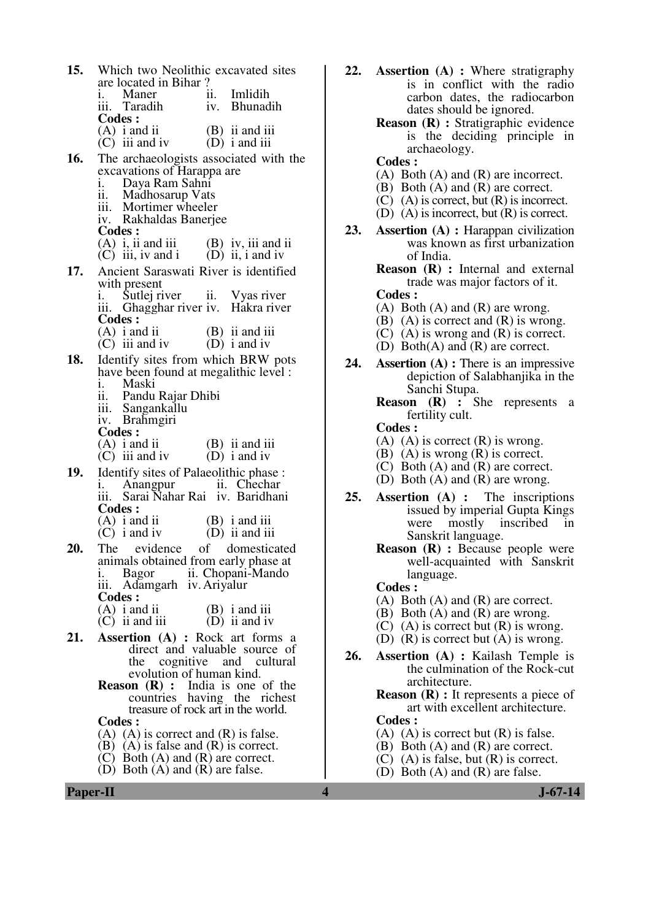**15.** Which two Neolithic excavated sites are located in Bihar ?

i. Maner  ii. Imlidih
iii. Taradih  iv. Bhunadih

**Codes :**
(A) i and ii  (B) ii and iii
(C) iii and iv  (D) i and iii

**16.** The archaeologists associated with the excavations of Harappa are

i. Daya Ram Sahni
ii. Madhosarup Vats
iii. Mortimer wheeler
iv. Rakhaldas Banerjee

**Codes :**
(A) i, ii and iii  (B) iv, iii and ii
(C) iii, iv and i  (D) ii, i and iv

**17.** Ancient Saraswati River is identified with present

i. Sutlej river  ii. Vyas river
iii. Ghagghar river iv. Hakra river

**Codes :**
(A) i and ii  (B) ii and iii
(C) iii and iv  (D) i and iv

**18.** Identify sites from which BRW pots have been found at megalithic level :

i. Maski
ii. Pandu Rajar Dhibi
iii. Sangankallu
iv. Brahmgiri

**Codes :**
(A) i and ii  (B) ii and iii
(C) iii and iv  (D) i and iv

**19.** Identify sites of Palaeolithic phase :

i. Anangpur  ii. Chechar
iii. Sarai Nahar Rai  iv. Baridhani

**Codes :**
(A) i and ii  (B) i and iii
(C) i and iv  (D) ii and iii

**20.** The evidence of domesticated animals obtained from early phase at

i. Bagor  ii. Chopani-Mando
iii. Adamgarh  iv. Ariyalur

**Codes :**
(A) i and ii  (B) i and iii
(C) ii and iii  (D) ii and iv

**21.** **Assertion (A) :** Rock art forms a direct and valuable source of the cognitive and cultural evolution of human kind.

**Reason (R) :** India is one of the countries having the richest treasure of rock art in the world.

**Codes :**
(A) (A) is correct and (R) is false.
(B) (A) is false and (R) is correct.
(C) Both (A) and (R) are correct.
(D) Both (A) and (R) are false.

**22.** **Assertion (A) :** Where stratigraphy is in conflict with the radio carbon dates, the radiocarbon dates should be ignored.

**Reason (R) :** Stratigraphic evidence is the deciding principle in archaeology.

**Codes :**
(A) Both (A) and (R) are incorrect.
(B) Both (A) and (R) are correct.
(C) (A) is correct, but (R) is incorrect.
(D) (A) is incorrect, but (R) is correct.

**23.** **Assertion (A) :** Harappan civilization was known as first urbanization of India.

**Reason (R) :** Internal and external trade was major factors of it.

**Codes :**
(A) Both (A) and (R) are wrong.
(B) (A) is correct and (R) is wrong.
(C) (A) is wrong and (R) is correct.
(D) Both(A) and (R) are correct.

**24.** **Assertion (A) :** There is an impressive depiction of Salabhanjika in the Sanchi Stupa.

**Reason (R) :** She represents a fertility cult.

**Codes :**
(A) (A) is correct (R) is wrong.
(B) (A) is wrong (R) is correct.
(C) Both (A) and (R) are correct.
(D) Both (A) and (R) are wrong.

**25.** **Assertion (A) :** The inscriptions issued by imperial Gupta Kings were mostly inscribed in Sanskrit language.

**Reason (R) :** Because people were well-acquainted with Sanskrit language.

**Codes :**
(A) Both (A) and (R) are correct.
(B) Both (A) and (R) are wrong.
(C) (A) is correct but (R) is wrong.
(D) (R) is correct but (A) is wrong.

**26.** **Assertion (A) :** Kailash Temple is the culmination of the Rock-cut architecture.

**Reason (R) :** It represents a piece of art with excellent architecture.

**Codes :**
(A) (A) is correct but (R) is false.
(B) Both (A) and (R) are correct.
(C) (A) is false, but (R) is correct.
(D) Both (A) and (R) are false.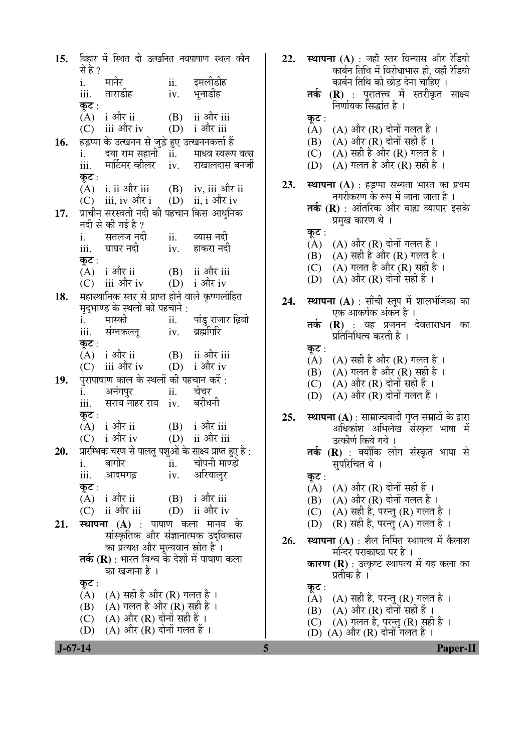15. बिहार में स्थित दो उत्खनित नवपाषाण स्थल कौन से है ?

   i. मानेर  ii. इमलीडीह
   iii. ताराडीह  iv. भूनाडीह

   कूट :
   (A) i और ii  (B) ii और iii
   (C) iii और iv  (D) i और iii

16. हड़प्पा के उत्खनन से जुड़े हुए उत्खननकर्ता हैं

   i. दया राम सहानी  ii. माधव स्वरूप वत्स
   iii. मार्टिमर व्हीलर  iv. राखालदास बनर्जी

   कूट :
   (A) i, ii और iii  (B) iv, iii और ii
   (C) iii, iv और i  (D) ii, i और iv

17. प्राचीन सरस्वती नदी की पहचान किस आधुनिक नदी से की गई है ?

   i. सतलज नदी  ii. व्यास नदी
   iii. घाघर नदी  iv. हाकरा नदी

   कूट :
   (A) i और ii  (B) ii और iii
   (C) iii और iv  (D) i और iv

18. महास्थानिक स्तर से प्राप्त होने वाले कृष्णलोहित मृद्भाण्ड के स्थलों को पहचाने :

   i. मास्की  ii. पांडु राजार ढ़िबी
   iii. संग्नकल्लू  iv. ब्रह्मगिरि

   कूट :
   (A) i और ii  (B) ii और iii
   (C) iii और iv  (D) i और iv

19. पुरापाषाण काल के स्थलों की पहचान करें :

   i. अनंगपुर  ii. चेचर
   iii. सराय नाहर राय  iv. बरीधनी

   कूट :
   (A) i और ii  (B) i और iii
   (C) i और iv  (D) ii और iii

20. प्रारम्भिक चरण से पालतू पशुओं के साक्ष्य प्राप्त हुए हैं :

   i. बागोर  ii. चोपनी माण्डो
   iii. आदमगढ़  iv. अरियालुर

   कूट :
   (A) i और ii  (B) i और iii
   (C) ii और iii  (D) ii और iv

21. **स्थापना (A)** : पाषाण कला मानव के सांस्कृतिक और संज्ञानात्मक उद्विकास का प्रत्यक्ष और मूल्यवान स्रोत है ।

   **तर्क (R)** : भारत विश्व के देशों में पाषाण कला का खजाना है ।

   कूट :
   (A) (A) सही है और (R) गलत है ।
   (B) (A) गलत है और (R) सही है ।
   (C) (A) और (R) दोनों सही हैं ।
   (D) (A) और (R) दोनों गलत हैं ।

22. **स्थापना (A)** : जहाँ स्तर विन्यास और रेडियो कार्बन तिथि में विरोधाभास हो, वहाँ रेडियो कार्बन तिथि को छोड़ देना चाहिए ।

   **तर्क (R)** : पुरातत्त्व में स्तरीकृत साक्ष्य निर्णायक सिद्धांत है ।

   कूट :
   (A) (A) और (R) दोनों गलत हैं ।
   (B) (A) और (R) दोनों सही हैं ।
   (C) (A) सही है और (R) गलत है ।
   (D) (A) गलत है और (R) सही है ।

23. **स्थापना (A)** : हड़प्पा सभ्यता भारत का प्रथम नगरीकरण के रूप में जाना जाता है ।

   **तर्क (R)** : आंतरिक और बाह्य व्यापार इसके प्रमुख कारण थे ।

   कूट :
   (A) (A) और (R) दोनों गलत हैं ।
   (B) (A) सही है और (R) गलत है ।
   (C) (A) गलत है और (R) सही है ।
   (D) (A) और (R) दोनों सही हैं ।

24. **स्थापना (A)** : साँची स्तूप में शालभंजिका का एक आकर्षक अंकन है ।

   **तर्क (R)** : वह प्रजनन देवताराधन का प्रतिनिधित्व करती है ।

   कूट :
   (A) (A) सही है और (R) गलत है ।
   (B) (A) गलत है और (R) सही है ।
   (C) (A) और (R) दोनों सही हैं ।
   (D) (A) और (R) दोनों गलत हैं ।

25. **स्थापना (A)** : साम्राज्यवादी गुप्त सम्राटों के द्वारा अधिकांश अभिलेख संस्कृत भाषा में उत्कीर्ण किये गये ।

   **तर्क (R)** : क्योंकि लोग संस्कृत भाषा से सुपरिचित थे ।

   कूट :
   (A) (A) और (R) दोनों सही हैं ।
   (B) (A) और (R) दोनों गलत हैं ।
   (C) (A) सही है, परन्तु (R) गलत है ।
   (D) (R) सही है, परन्तु (A) गलत है ।

26. **स्थापना (A)** : शैल निर्मित स्थापत्य में कैलाश मन्दिर पराकाष्ठा पर है ।

   **कारण (R)** : उत्कृष्ट स्थापत्य में यह कला का प्रतीक है ।

   कूट :
   (A) (A) सही है, परन्तु (R) गलत है ।
   (B) (A) और (R) दोनों सही हैं ।
   (C) (A) गलत है, परन्तु (R) सही है ।
   (D) (A) और (R) दोनों गलत हैं ।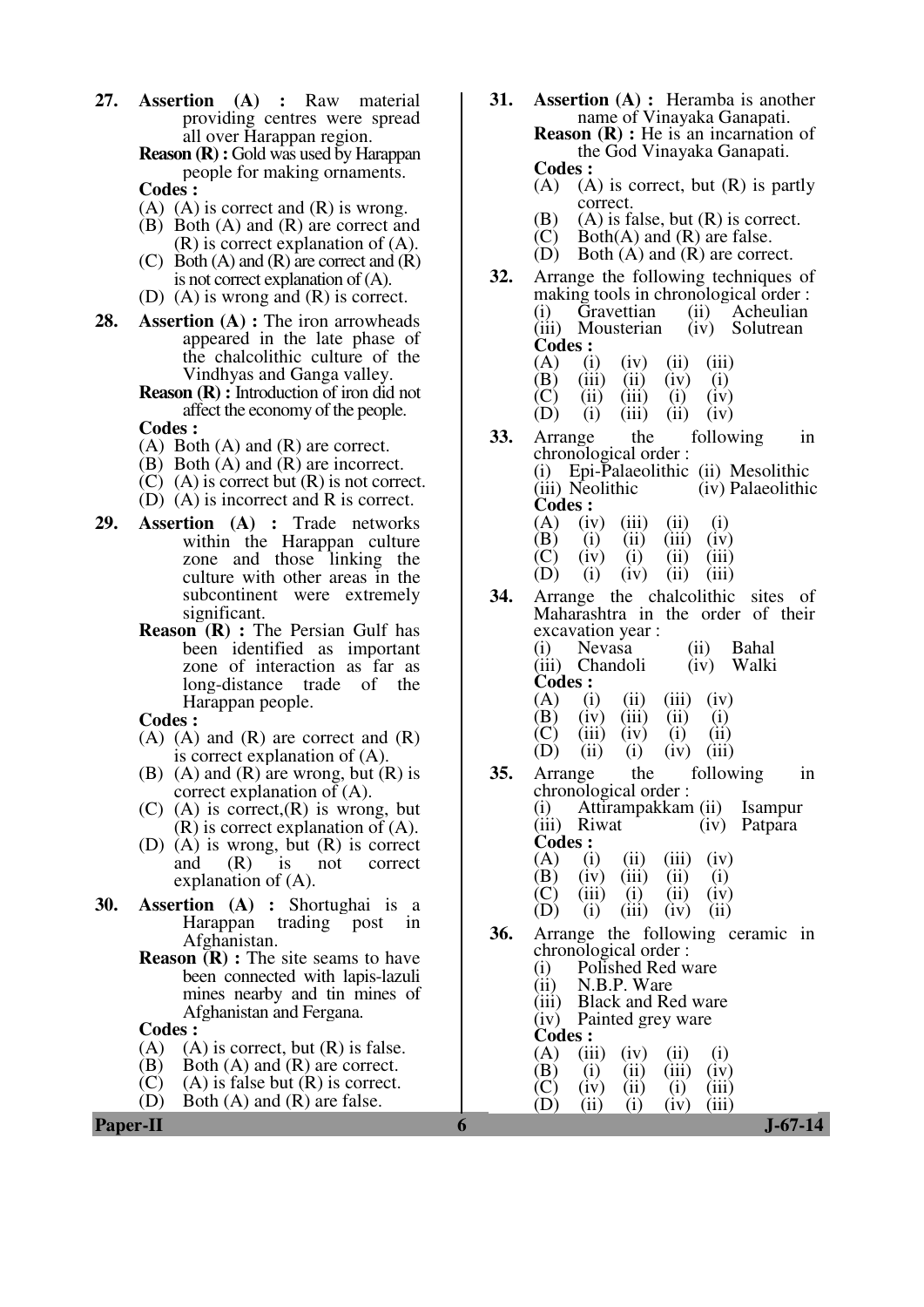**27.** **Assertion (A) :** Raw material providing centres were spread all over Harappan region.

**Reason (R) :** Gold was used by Harappan people for making ornaments.

**Codes :**

(A) (A) is correct and (R) is wrong.
(B) Both (A) and (R) are correct and (R) is correct explanation of (A).
(C) Both (A) and (R) are correct and (R) is not correct explanation of (A).
(D) (A) is wrong and (R) is correct.

**28.** **Assertion (A) :** The iron arrowheads appeared in the late phase of the chalcolithic culture of the Vindhyas and Ganga valley.

**Reason (R) :** Introduction of iron did not affect the economy of the people.

**Codes :**

(A) Both (A) and (R) are correct.
(B) Both (A) and (R) are incorrect.
(C) (A) is correct but (R) is not correct.
(D) (A) is incorrect and R is correct.

**29.** **Assertion (A) :** Trade networks within the Harappan culture zone and those linking the culture with other areas in the subcontinent were extremely significant.

**Reason (R) :** The Persian Gulf has been identified as important zone of interaction as far as long-distance trade of the Harappan people.

**Codes :**

(A) (A) and (R) are correct and (R) is correct explanation of (A).
(B) (A) and (R) are wrong, but (R) is correct explanation of (A).
(C) (A) is correct,(R) is wrong, but (R) is correct explanation of (A).
(D) (A) is wrong, but (R) is correct and (R) is not correct explanation of (A).

**30.** **Assertion (A) :** Shortughai is a Harappan trading post in Afghanistan.

**Reason (R) :** The site seams to have been connected with lapis-lazuli mines nearby and tin mines of Afghanistan and Fergana.

**Codes :**

(A) (A) is correct, but (R) is false.
(B) Both (A) and (R) are correct.
(C) (A) is false but (R) is correct.
(D) Both (A) and (R) are false.

**31.** **Assertion (A) :** Heramba is another name of Vinayaka Ganapati.

**Reason (R) :** He is an incarnation of the God Vinayaka Ganapati.

**Codes :**

(A) (A) is correct, but (R) is partly correct.
(B) (A) is false, but (R) is correct.
(C) Both(A) and (R) are false.
(D) Both (A) and (R) are correct.

**32.** Arrange the following techniques of making tools in chronological order :

(i) Gravettian (ii) Acheulian
(iii) Mousterian (iv) Solutrean

**Codes :**

| | | | | |
|---|---|---|---|---|
| (A) | (i) | (iv) | (ii) | (iii) |
| (B) | (iii) | (ii) | (iv) | (i) |
| (C) | (ii) | (iii) | (i) | (iv) |
| (D) | (i) | (iii) | (ii) | (iv) |

**33.** Arrange the following in chronological order :

(i) Epi-Palaeolithic (ii) Mesolithic
(iii) Neolithic (iv) Palaeolithic

**Codes :**

| | | | | |
|---|---|---|---|---|
| (A) | (iv) | (iii) | (ii) | (i) |
| (B) | (i) | (ii) | (iii) | (iv) |
| (C) | (iv) | (i) | (ii) | (iii) |
| (D) | (i) | (iv) | (ii) | (iii) |

**34.** Arrange the chalcolithic sites of Maharashtra in the order of their excavation year :

(i) Nevasa (ii) Bahal
(iii) Chandoli (iv) Walki

**Codes :**

| | | | | |
|---|---|---|---|---|
| (A) | (i) | (ii) | (iii) | (iv) |
| (B) | (iv) | (iii) | (ii) | (i) |
| (C) | (iii) | (iv) | (i) | (ii) |
| (D) | (ii) | (i) | (iv) | (iii) |

**35.** Arrange the following in chronological order :

(i) Attirampakkam (ii) Isampur
(iii) Riwat (iv) Patpara

**Codes :**

| | | | | |
|---|---|---|---|---|
| (A) | (i) | (ii) | (iii) | (iv) |
| (B) | (iv) | (iii) | (ii) | (i) |
| (C) | (iii) | (i) | (ii) | (iv) |
| (D) | (i) | (iii) | (iv) | (ii) |

**36.** Arrange the following ceramic in chronological order :

(i) Polished Red ware
(ii) N.B.P. Ware
(iii) Black and Red ware
(iv) Painted grey ware

**Codes :**

| | | | | |
|---|---|---|---|---|
| (A) | (iii) | (iv) | (ii) | (i) |
| (B) | (i) | (ii) | (iii) | (iv) |
| (C) | (iv) | (ii) | (i) | (iii) |
| (D) | (ii) | (i) | (iv) | (iii) |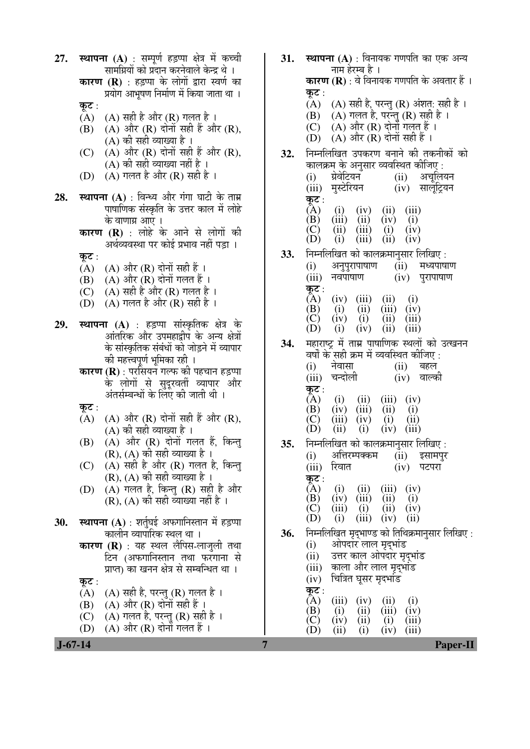27. **स्थापना (A)** : सम्पूर्ण हड़प्पा क्षेत्र में कच्ची सामग्रियों को प्रदान करनेवाले केन्द्र थे ।
**कारण (R)** : हड़प्पा के लोगों द्वारा स्वर्ण का प्रयोग आभूषण निर्माण में किया जाता था ।
**कूट** :
(A) (A) सही है और (R) गलत है ।
(B) (A) और (R) दोनों सही हैं और (R), (A) की सही व्याख्या है ।
(C) (A) और (R) दोनों सही हैं और (R), (A) की सही व्याख्या नहीं है ।
(D) (A) गलत है और (R) सही है ।

28. **स्थापना (A)** : विन्ध्य और गंगा घाटी के ताम्र पाषाणिक संस्कृति के उत्तर काल में लोहे के वाणाग्र आए ।
**कारण (R)** : लोहे के आने से लोगों की अर्थव्यवस्था पर कोई प्रभाव नहीं पड़ा ।
**कूट** :
(A) (A) और (R) दोनों सही हैं ।
(B) (A) और (R) दोनों गलत हैं ।
(C) (A) सही है और (R) गलत है ।
(D) (A) गलत है और (R) सही है ।

29. **स्थापना (A)** : हड़प्पा सांस्कृतिक क्षेत्र के आंतरिक और उपमहाद्वीप के अन्य क्षेत्रों के सांस्कृतिक संबंधों को जोड़ने में व्यापार की महत्त्वपूर्ण भूमिका रही ।
**कारण (R)** : परसियन गल्फ की पहचान हड़प्पा के लोगों से सुदूरवर्ती व्यापार और अंतर्सम्बन्धों के लिए की जाती थी ।
**कूट** :
(A) (A) और (R) दोनों सही हैं और (R), (A) की सही व्याख्या है ।
(B) (A) और (R) दोनों गलत हैं, किन्तु (R), (A) की सही व्याख्या है ।
(C) (A) सही है और (R) गलत है, किन्तु (R), (A) की सही व्याख्या है ।
(D) (A) गलत है, किन्तु (R) सही है और (R), (A) की सही व्याख्या नहीं है ।

30. **स्थापना (A)** : शर्तुघई अफगानिस्तान में हड़प्पा कालीन व्यापारिक स्थल था ।
**कारण (R)** : यह स्थल लैपिस-लाजुली तथा टिन (अफगानिस्तान तथा फरगाना से प्राप्त) का खनन क्षेत्र से सम्बन्धित था ।
**कूट** :
(A) (A) सही है, परन्तु (R) गलत है ।
(B) (A) और (R) दोनों सही हैं ।
(C) (A) गलत है, परन्तु (R) सही है ।
(D) (A) और (R) दोनों गलत हैं ।

31. **स्थापना (A)** : विनायक गणपति का एक अन्य नाम हेरम्ब है ।
**कारण (R)** : वे विनायक गणपति के अवतार हैं ।
**कूट** :
(A) (A) सही है, परन्तु (R) अंशत: सही है ।
(B) (A) गलत है, परन्तु (R) सही है ।
(C) (A) और (R) दोनों गलत हैं ।
(D) (A) और (R) दोनों सही हैं ।

32. निम्नलिखित उपकरण बनाने की तकनीकों को कालक्रम के अनुसार व्यवस्थित कीजिए :
(i) ग्रेवेटियन (ii) अचूलियन
(iii) मुस्टेरियन (iv) सालूट्रियन
**कूट** :

| | | | | |
|---|---|---|---|---|
| (A) | (i) | (iv) | (ii) | (iii) |
| (B) | (iii) | (ii) | (iv) | (i) |
| (C) | (ii) | (iii) | (i) | (iv) |
| (D) | (i) | (iii) | (ii) | (iv) |

33. निम्नलिखित को कालक्रमानुसार लिखिए :
(i) अनुपुरापाषाण (ii) मध्यपाषाण
(iii) नवपाषाण (iv) पुरापाषाण
**कूट** :

| | | | | |
|---|---|---|---|---|
| (A) | (iv) | (iii) | (ii) | (i) |
| (B) | (i) | (ii) | (iii) | (iv) |
| (C) | (iv) | (i) | (ii) | (iii) |
| (D) | (i) | (iv) | (ii) | (iii) |

34. महाराष्ट्र में ताम्र पाषाणिक स्थलों को उत्खनन वर्षों के सही क्रम में व्यवस्थित कीजिए :
(i) नेवासा (ii) बहल
(iii) चन्दोली (iv) वाल्की
**कूट** :

| | | | | |
|---|---|---|---|---|
| (A) | (i) | (ii) | (iii) | (iv) |
| (B) | (iv) | (iii) | (ii) | (i) |
| (C) | (iii) | (iv) | (i) | (ii) |
| (D) | (ii) | (i) | (iv) | (iii) |

35. निम्नलिखित को कालक्रमानुसार लिखिए :
(i) अत्तिरम्पक्कम (ii) इसामपुर
(iii) रिवात (iv) पटपरा
**कूट** :

| | | | | |
|---|---|---|---|---|
| (A) | (i) | (ii) | (iii) | (iv) |
| (B) | (iv) | (iii) | (ii) | (i) |
| (C) | (iii) | (i) | (ii) | (iv) |
| (D) | (i) | (iii) | (iv) | (ii) |

36. निम्नलिखित मृद्भाण्ड को तिथिक्रमानुसार लिखिए :
(i) ओपदार लाल मृद्भांड
(ii) उत्तर काल ओपदार मृद्भांड
(iii) काला और लाल मृद्भांड
(iv) चित्रित घूसर मृदभांड
**कूट** :

| | | | | |
|---|---|---|---|---|
| (A) | (iii) | (iv) | (ii) | (i) |
| (B) | (i) | (ii) | (iii) | (iv) |
| (C) | (iv) | (ii) | (i) | (iii) |
| (D) | (ii) | (i) | (iv) | (iii) |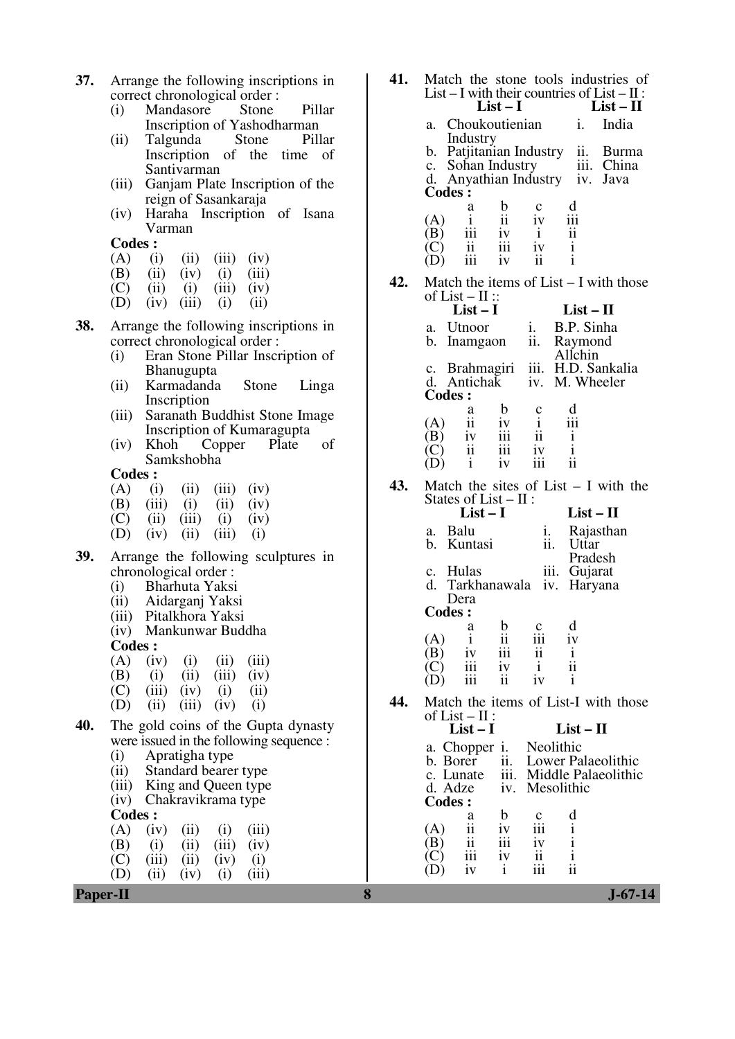**37.** Arrange the following inscriptions in correct chronological order :

(i) Mandasore Stone Pillar Inscription of Yashodharman
(ii) Talgunda Stone Pillar Inscription of the time of Santivarman
(iii) Ganjam Plate Inscription of the reign of Sasankaraja
(iv) Haraha Inscription of Isana Varman

**Codes :**

(A) (i) (ii) (iii) (iv)
(B) (ii) (iv) (i) (iii)
(C) (ii) (i) (iii) (iv)
(D) (iv) (iii) (i) (ii)

**38.** Arrange the following inscriptions in correct chronological order :

(i) Eran Stone Pillar Inscription of Bhanugupta
(ii) Karmadanda Stone Linga Inscription
(iii) Saranath Buddhist Stone Image Inscription of Kumaragupta
(iv) Khoh Copper Plate of Samkshobha

**Codes :**

(A) (i) (ii) (iii) (iv)
(B) (iii) (i) (ii) (iv)
(C) (ii) (iii) (i) (iv)
(D) (iv) (ii) (iii) (i)

**39.** Arrange the following sculptures in chronological order :

(i) Bharhuta Yaksi
(ii) Aidarganj Yaksi
(iii) Pitalkhora Yaksi
(iv) Mankunwar Buddha

**Codes :**

(A) (iv) (i) (ii) (iii)
(B) (i) (ii) (iii) (iv)
(C) (iii) (iv) (i) (ii)
(D) (ii) (iii) (iv) (i)

**40.** The gold coins of the Gupta dynasty were issued in the following sequence :

(i) Apratigha type
(ii) Standard bearer type
(iii) King and Queen type
(iv) Chakravikrama type

**Codes :**

(A) (iv) (ii) (i) (iii)
(B) (i) (ii) (iii) (iv)
(C) (iii) (ii) (iv) (i)
(D) (ii) (iv) (i) (iii)

**41.** Match the stone tools industries of List – I with their countries of List – II :

| List – I | List – II |
|---|---|
| a. Choukoutienian Industry | i. India |
| b. Patjitanian Industry | ii. Burma |
| c. Sohan Industry | iii. China |
| d. Anyathian Industry | iv. Java |

**Codes :**

| | a | b | c | d |
|---|---|---|---|---|
| (A) | i | ii | iv | iii |
| (B) | iii | iv | i | ii |
| (C) | ii | iii | iv | i |
| (D) | iii | iv | ii | i |

**42.** Match the items of List – I with those of List – II ::

| List – I | List – II |
|---|---|
| a. Utnoor | i. B.P. Sinha |
| b. Inamgaon | ii. Raymond Allchin |
| c. Brahmagiri | iii. H.D. Sankalia |
| d. Antichak | iv. M. Wheeler |

**Codes :**

| | a | b | c | d |
|---|---|---|---|---|
| (A) | ii | iv | i | iii |
| (B) | iv | iii | ii | i |
| (C) | ii | iii | iv | i |
| (D) | i | iv | iii | ii |

**43.** Match the sites of List – I with the States of List – II :

| List – I | List – II |
|---|---|
| a. Balu | i. Rajasthan |
| b. Kuntasi | ii. Uttar Pradesh |
| c. Hulas | iii. Gujarat |
| d. Tarkhanawala Dera | iv. Haryana |

**Codes :**

| | a | b | c | d |
|---|---|---|---|---|
| (A) | i | ii | iii | iv |
| (B) | iv | iii | ii | i |
| (C) | iii | iv | i | ii |
| (D) | iii | ii | iv | i |

**44.** Match the items of List-I with those of List – II :

| List – I | List – II |
|---|---|
| a. Chopper | i. Neolithic |
| b. Borer | ii. Lower Palaeolithic |
| c. Lunate | iii. Middle Palaeolithic |
| d. Adze | iv. Mesolithic |

**Codes :**

| | a | b | c | d |
|---|---|---|---|---|
| (A) | ii | iv | iii | i |
| (B) | ii | iii | iv | i |
| (C) | iii | iv | ii | i |
| (D) | iv | i | iii | ii |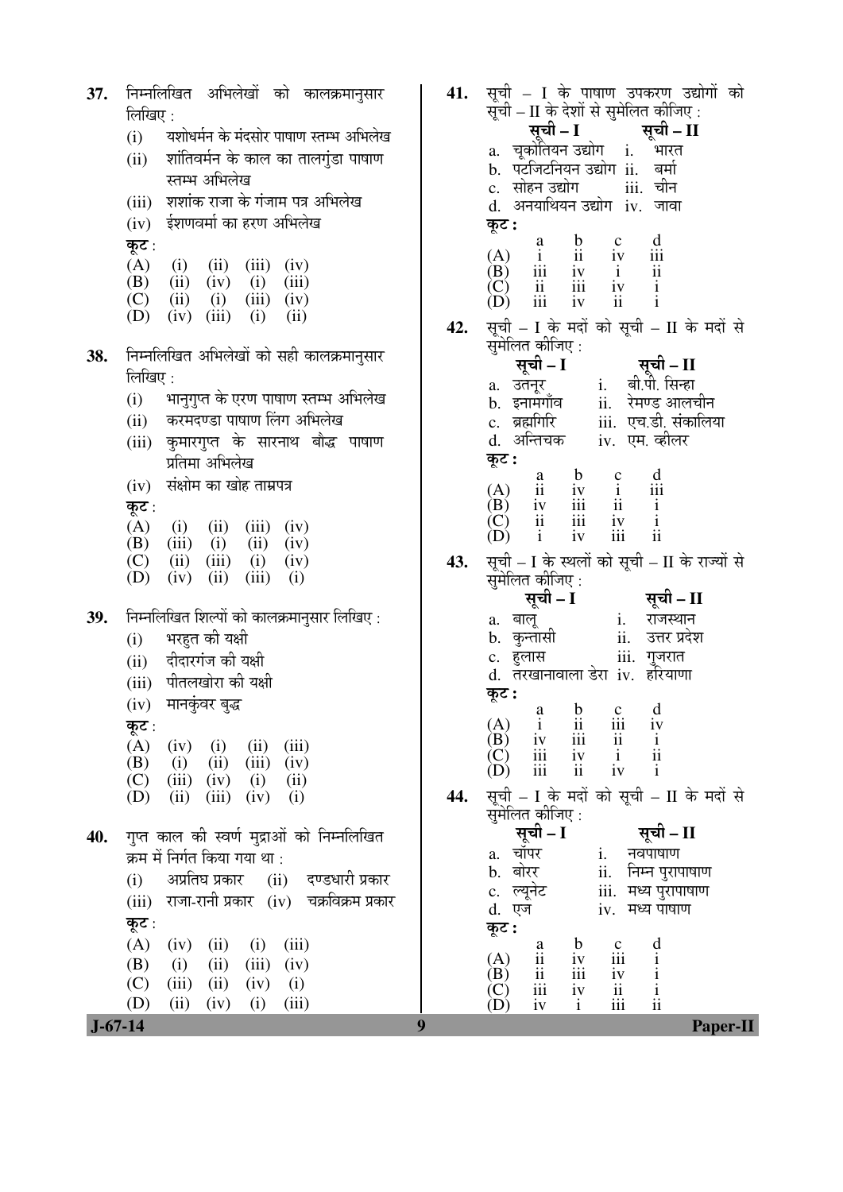37. निम्नलिखित अभिलेखों को कालक्रमानुसार लिखिए :
   (i) यशोधर्मन के मंदसोर पाषाण स्तम्भ अभिलेख
   (ii) शांतिवर्मन के काल का तालगुंडा पाषाण स्तम्भ अभिलेख
   (iii) शशांक राजा के गंजाम पत्र अभिलेख
   (iv) ईशणवर्मा का हरण अभिलेख

   कूट :
   (A) (i) (ii) (iii) (iv)
   (B) (ii) (iv) (i) (iii)
   (C) (ii) (i) (iii) (iv)
   (D) (iv) (iii) (i) (ii)

38. निम्नलिखित अभिलेखों को सही कालक्रमानुसार लिखिए :
   (i) भानुगुप्त के एरण पाषाण स्तम्भ अभिलेख
   (ii) करमदण्डा पाषाण लिंग अभिलेख
   (iii) कुमारगुप्त के सारनाथ बौद्ध पाषाण प्रतिमा अभिलेख
   (iv) संक्षोम का खोह ताम्रपत्र

   कूट :
   (A) (i) (ii) (iii) (iv)
   (B) (iii) (i) (ii) (iv)
   (C) (ii) (iii) (i) (iv)
   (D) (iv) (ii) (iii) (i)

39. निम्नलिखित शिल्पों को कालक्रमानुसार लिखिए :
   (i) भरहुत की यक्षी
   (ii) दीदारगंज की यक्षी
   (iii) पीतलखोरा की यक्षी
   (iv) मानकुंवर बुद्ध

   कूट :
   (A) (iv) (i) (ii) (iii)
   (B) (i) (ii) (iii) (iv)
   (C) (iii) (iv) (i) (ii)
   (D) (ii) (iii) (iv) (i)

40. गुप्त काल की स्वर्ण मुद्राओं को निम्नलिखित क्रम में निर्गत किया गया था :
   (i) अप्रतिघ प्रकार (ii) दण्डधारी प्रकार
   (iii) राजा-रानी प्रकार (iv) चक्रविक्रम प्रकार

   कूट :
   (A) (iv) (ii) (i) (iii)
   (B) (i) (ii) (iii) (iv)
   (C) (iii) (ii) (iv) (i)
   (D) (ii) (iv) (i) (iii)

41. सूची – I के पाषाण उपकरण उद्योगों को सूची – II के देशों से सुमेलित कीजिए :

| सूची – I | सूची – II |
|---|---|
| a. चूकोतियन उद्योग | i. भारत |
| b. पटजिटनियन उद्योग | ii. बर्मा |
| c. सोहन उद्योग | iii. चीन |
| d. अनयाथियन उद्योग | iv. जावा |

   कूट :

|  | a | b | c | d |
|---|---|---|---|---|
| (A) | i | ii | iv | iii |
| (B) | iii | iv | i | ii |
| (C) | ii | iii | iv | i |
| (D) | iii | iv | ii | i |

42. सूची – I के मदों को सूची – II के मदों से सुमेलित कीजिए :

| सूची – I | सूची – II |
|---|---|
| a. उतनूर | i. बी.पी. सिन्हा |
| b. इनामगाँव | ii. रेमण्ड आलचीन |
| c. ब्रह्मगिरि | iii. एच.डी. संकालिया |
| d. अन्तिचक | iv. एम. व्हीलर |

   कूट :

|  | a | b | c | d |
|---|---|---|---|---|
| (A) | ii | iv | i | iii |
| (B) | iv | iii | ii | i |
| (C) | ii | iii | iv | i |
| (D) | i | iv | iii | ii |

43. सूची – I के स्थलों को सूची – II के राज्यों से सुमेलित कीजिए :

| सूची – I | सूची – II |
|---|---|
| a. बालू | i. राजस्थान |
| b. कुन्तासी | ii. उत्तर प्रदेश |
| c. हुलास | iii. गुजरात |
| d. तरखानावाला डेरा | iv. हरियाणा |

   कूट :

|  | a | b | c | d |
|---|---|---|---|---|
| (A) | i | ii | iii | iv |
| (B) | iv | iii | ii | i |
| (C) | iii | iv | i | ii |
| (D) | iii | ii | iv | i |

44. सूची – I के मदों को सूची – II के मदों से सुमेलित कीजिए :

| सूची – I | सूची – II |
|---|---|
| a. चॉपर | i. नवपाषाण |
| b. बोरर | ii. निम्न पुरापाषाण |
| c. ल्यूनेट | iii. मध्य पुरापाषाण |
| d. एज | iv. मध्य पाषाण |

   कूट :

|  | a | b | c | d |
|---|---|---|---|---|
| (A) | ii | iv | iii | i |
| (B) | ii | iii | iv | i |
| (C) | iii | iv | ii | i |
| (D) | iv | i | iii | ii |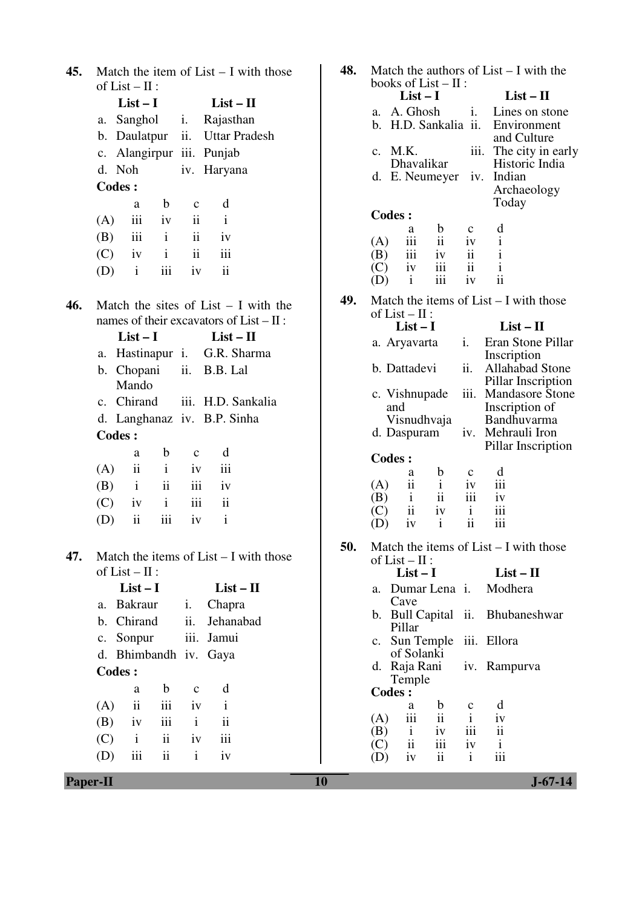**45.** Match the item of List – I with those of List – II :

| List – I | List – II |
|---|---|
| a. Sanghol | i. Rajasthan |
| b. Daulatpur | ii. Uttar Pradesh |
| c. Alangirpur | iii. Punjab |
| d. Noh | iv. Haryana |

**Codes :**

| | a | b | c | d |
|---|---|---|---|---|
| (A) | iii | iv | ii | i |
| (B) | iii | i | ii | iv |
| (C) | iv | i | ii | iii |
| (D) | i | iii | iv | ii |

**46.** Match the sites of List – I with the names of their excavators of List – II :

| List – I | List – II |
|---|---|
| a. Hastinapur | i. G.R. Sharma |
| b. Chopani Mando | ii. B.B. Lal |
| c. Chirand | iii. H.D. Sankalia |
| d. Langhanaz | iv. B.P. Sinha |

**Codes :**

| | a | b | c | d |
|---|---|---|---|---|
| (A) | ii | i | iv | iii |
| (B) | i | ii | iii | iv |
| (C) | iv | i | iii | ii |
| (D) | ii | iii | iv | i |

**47.** Match the items of List – I with those of List – II :

| List – I | List – II |
|---|---|
| a. Bakraur | i. Chapra |
| b. Chirand | ii. Jehanabad |
| c. Sonpur | iii. Jamui |
| d. Bhimbandh | iv. Gaya |

**Codes :**

| | a | b | c | d |
|---|---|---|---|---|
| (A) | ii | iii | iv | i |
| (B) | iv | iii | i | ii |
| (C) | i | ii | iv | iii |
| (D) | iii | ii | i | iv |

**48.** Match the authors of List – I with the books of List – II :

| List – I | List – II |
|---|---|
| a. A. Ghosh | i. Lines on stone |
| b. H.D. Sankalia | ii. Environment and Culture |
| c. M.K. Dhavalikar | iii. The city in early Historic India |
| d. E. Neumeyer | iv. Indian Archaeology Today |

**Codes :**

| | a | b | c | d |
|---|---|---|---|---|
| (A) | iii | ii | iv | i |
| (B) | iii | iv | ii | i |
| (C) | iv | iii | ii | i |
| (D) | i | iii | iv | ii |

**49.** Match the items of List – I with those of List – II :

| List – I | List – II |
|---|---|
| a. Aryavarta | i. Eran Stone Pillar Inscription |
| b. Dattadevi | ii. Allahabad Stone Pillar Inscription |
| c. Vishnupade and Visnudhvaja | iii. Mandasore Stone Inscription of Bandhuvarma |
| d. Daspuram | iv. Mehrauli Iron Pillar Inscription |

**Codes :**

| | a | b | c | d |
|---|---|---|---|---|
| (A) | ii | i | iv | iii |
| (B) | i | ii | iii | iv |
| (C) | ii | iv | i | iii |
| (D) | iv | i | ii | iii |

**50.** Match the items of List – I with those of List – II :

| List – I | List – II |
|---|---|
| a. Dumar Lena Cave | i. Modhera |
| b. Bull Capital Pillar | ii. Bhubaneshwar |
| c. Sun Temple of Solanki | iii. Ellora |
| d. Raja Rani Temple | iv. Rampurva |

**Codes :**

| | a | b | c | d |
|---|---|---|---|---|
| (A) | iii | ii | i | iv |
| (B) | i | iv | iii | ii |
| (C) | ii | iii | iv | i |
| (D) | iv | ii | i | iii |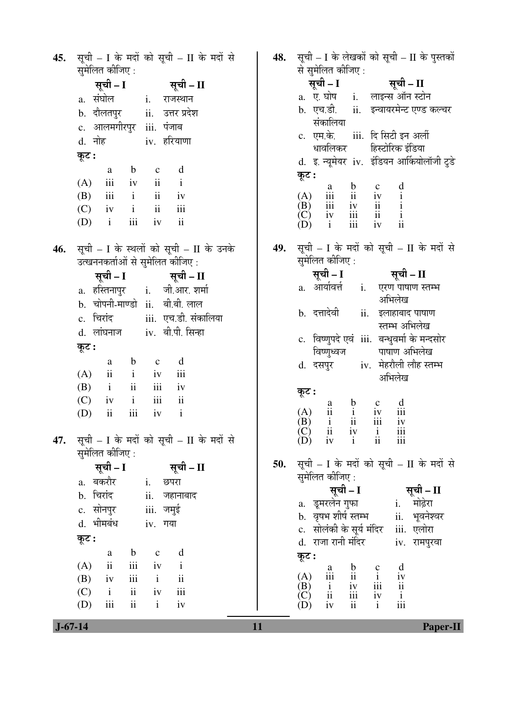**45.** सूची – I के मदों को सूची – II के मदों से सुमेलित कीजिए :

| सूची – I | सूची – II |
|---|---|
| a. संघोल | i. राजस्थान |
| b. दौलतपुर | ii. उत्तर प्रदेश |
| c. आलमगीरपुर | iii. पंजाब |
| d. नोह | iv. हरियाणा |

**कूट :**

| | a | b | c | d |
|---|---|---|---|---|
| (A) | iii | iv | ii | i |
| (B) | iii | i | ii | iv |
| (C) | iv | i | ii | iii |
| (D) | i | iii | iv | ii |

**46.** सूची – I के स्थलों को सूची – II के उनके उत्खननकर्ताओं से सुमेलित कीजिए :

| सूची – I | सूची – II |
|---|---|
| a. हस्तिनापुर | i. जी.आर. शर्मा |
| b. चोपनी-माण्डो | ii. बी.बी. लाल |
| c. चिरांद | iii. एच.डी. संकालिया |
| d. लांघनाज | iv. बी.पी. सिन्हा |

**कूट :**

| | a | b | c | d |
|---|---|---|---|---|
| (A) | ii | i | iv | iii |
| (B) | i | ii | iii | iv |
| (C) | iv | i | iii | ii |
| (D) | ii | iii | iv | i |

**47.** सूची – I के मदों को सूची – II के मदों से सुमेलित कीजिए :

| सूची – I | सूची – II |
|---|---|
| a. बकरौर | i. छपरा |
| b. चिरांद | ii. जहानाबाद |
| c. सोनपुर | iii. जमुई |
| d. भीमबंध | iv. गया |

**कूट :**

| | a | b | c | d |
|---|---|---|---|---|
| (A) | ii | iii | iv | i |
| (B) | iv | iii | i | ii |
| (C) | i | ii | iv | iii |
| (D) | iii | ii | i | iv |

**48.** सूची – I के लेखकों को सूची – II के पुस्तकों से सुमेलित कीजिए :

| सूची – I | सूची – II |
|---|---|
| a. ए. घोष | i. लाइन्स ऑन स्टोन |
| b. एच.डी. संकालिया | ii. इन्वायरमेन्ट एण्ड कल्चर |
| c. एम.के. धावलिकर | iii. दि सिटी इन अर्ली हिस्टोरिक इंडिया |
| d. इ. न्यूमेयर | iv. इंडियन आर्कियोलॉजी टुडे |

**कूट :**

| | a | b | c | d |
|---|---|---|---|---|
| (A) | iii | ii | iv | i |
| (B) | iii | iv | ii | i |
| (C) | iv | iii | ii | i |
| (D) | i | iii | iv | ii |

**49.** सूची – I के मदों को सूची – II के मदों से सुमेलित कीजिए :

| सूची – I | सूची – II |
|---|---|
| a. आर्यावर्त | i. एरण पाषाण स्तम्भ अभिलेख |
| b. दत्तादेवी | ii. इलाहाबाद पाषाण स्तम्भ अभिलेख |
| c. विष्णुपदे एवं विष्णुध्वज | iii. बन्धुवर्मा के मन्दसोर पाषाण अभिलेख |
| d. दसपुर | iv. मेहरौली लौह स्तम्भ अभिलेख |

**कूट :**

| | a | b | c | d |
|---|---|---|---|---|
| (A) | ii | i | iv | iii |
| (B) | i | ii | iii | iv |
| (C) | ii | iv | i | iii |
| (D) | iv | i | ii | iii |

**50.** सूची – I के मदों को सूची – II के मदों से सुमेलित कीजिए :

| सूची – I | सूची – II |
|---|---|
| a. डूमरलेन गुफा | i. मोढ़ेरा |
| b. वृषभ शीर्ष स्तम्भ | ii. भुवनेश्वर |
| c. सोलंकी के सूर्य मंदिर | iii. एलोरा |
| d. राजा रानी मंदिर | iv. रामपुरवा |

**कूट :**

| | a | b | c | d |
|---|---|---|---|---|
| (A) | iii | ii | i | iv |
| (B) | i | iv | iii | ii |
| (C) | ii | iii | iv | i |
| (D) | iv | ii | i | iii |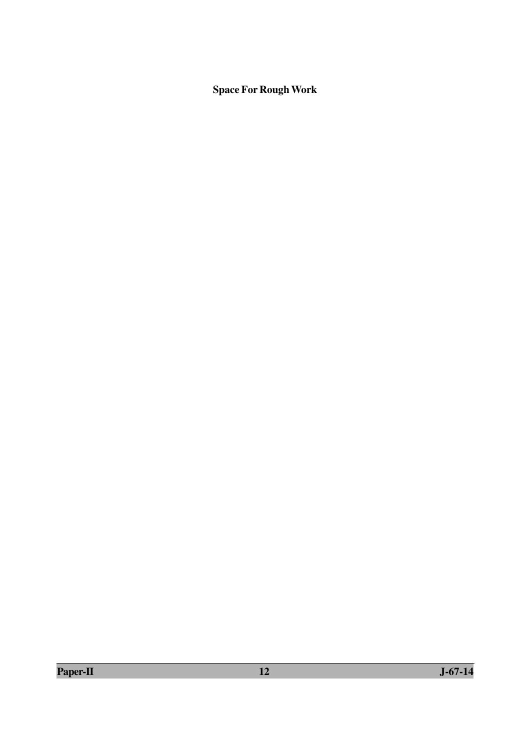**Space For Rough Work**